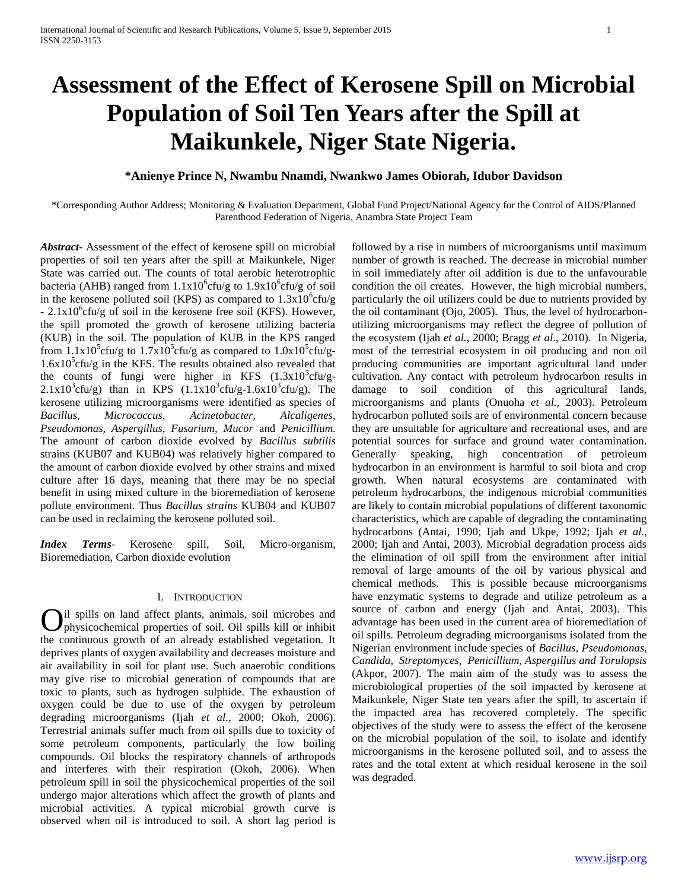# Assessment of the Effect of Kerosene Spill on Microbial Population of Soil Ten Years after the Spill at Maikunkele, Niger State Nigeria.

**\*Anienye Prince N, Nwambu Nnamdi, Nwankwo James Obiorah, Idubor Davidson**

\*Corresponding Author Address; Monitoring & Evaluation Department, Global Fund Project/National Agency for the Control of AIDS/Planned Parenthood Federation of Nigeria, Anambra State Project Team

***Abstract-*** Assessment of the effect of kerosene spill on microbial properties of soil ten years after the spill at Maikunkele, Niger State was carried out. The counts of total aerobic heterotrophic bacteria (AHB) ranged from $1.1x10^6$cfu/g to $1.9x10^6$cfu/g of soil in the kerosene polluted soil (KPS) as compared to $1.3x10^6$cfu/g - $2.1x10^6$cfu/g of soil in the kerosene free soil (KFS). However, the spill promoted the growth of kerosene utilizing bacteria (KUB) in the soil. The population of KUB in the KPS ranged from $1.1x10^5$cfu/g to $1.7x10^5$cfu/g as compared to $1.0x10^5$cfu/g-$1.6x10^5$cfu/g in the KFS. The results obtained also revealed that the counts of fungi were higher in KFS ($1.3x10^3$cfu/g-$2.1x10^3$cfu/g) than in KPS ($1.1x10^3$cfu/g-$1.6x10^3$cfu/g). The kerosene utilizing microorganisms were identified as species of *Bacillus, Micrococcus, Acinetobacter, Alcaligenes, Pseudomonas, Aspergillus, Fusarium, Mucor* and *Penicillium.* The amount of carbon dioxide evolved by *Bacillus subtilis* strains (KUB07 and KUB04) was relatively higher compared to the amount of carbon dioxide evolved by other strains and mixed culture after 16 days, meaning that there may be no special benefit in using mixed culture in the bioremediation of kerosene pollute environment. Thus *Bacillus strains* KUB04 and KUB07 can be used in reclaiming the kerosene polluted soil.

***Index Terms-*** Kerosene spill, Soil, Micro-organism, Bioremediation, Carbon dioxide evolution

## I. Introduction

Oil spills on land affect plants, animals, soil microbes and physicochemical properties of soil. Oil spills kill or inhibit the continuous growth of an already established vegetation. It deprives plants of oxygen availability and decreases moisture and air availability in soil for plant use. Such anaerobic conditions may give rise to microbial generation of compounds that are toxic to plants, such as hydrogen sulphide. The exhaustion of oxygen could be due to use of the oxygen by petroleum degrading microorganisms (Ijah *et al.,* 2000; Okoh, 2006). Terrestrial animals suffer much from oil spills due to toxicity of some petroleum components, particularly the low boiling compounds. Oil blocks the respiratory channels of arthropods and interferes with their respiration (Okoh, 2006). When petroleum spill in soil the physicochemical properties of the soil undergo major alterations which affect the growth of plants and microbial activities. A typical microbial growth curve is observed when oil is introduced to soil. A short lag period is followed by a rise in numbers of microorganisms until maximum number of growth is reached. The decrease in microbial number in soil immediately after oil addition is due to the unfavourable condition the oil creates. However, the high microbial numbers, particularly the oil utilizers could be due to nutrients provided by the oil contaminant (Ojo, 2005). Thus, the level of hydrocarbon-utilizing microorganisms may reflect the degree of pollution of the ecosystem (Ijah *et al.,* 2000; Bragg *et al*., 2010). In Nigeria, most of the terrestrial ecosystem in oil producing and non oil producing communities are important agricultural land under cultivation. Any contact with petroleum hydrocarbon results in damage to soil condition of this agricultural lands, microorganisms and plants (Onuoha *et al.,* 2003). Petroleum hydrocarbon polluted soils are of environmental concern because they are unsuitable for agriculture and recreational uses, and are potential sources for surface and ground water contamination. Generally speaking, high concentration of petroleum hydrocarbon in an environment is harmful to soil biota and crop growth. When natural ecosystems are contaminated with petroleum hydrocarbons, the indigenous microbial communities are likely to contain microbial populations of different taxonomic characteristics, which are capable of degrading the contaminating hydrocarbons (Antai, 1990; Ijah and Ukpe, 1992; Ijah *et al*., 2000; Ijah and Antai, 2003). Microbial degradation process aids the elimination of oil spill from the environment after initial removal of large amounts of the oil by various physical and chemical methods. This is possible because microorganisms have enzymatic systems to degrade and utilize petroleum as a source of carbon and energy (Ijah and Antai, 2003). This advantage has been used in the current area of bioremediation of oil spills. Petroleum degrading microorganisms isolated from the Nigerian environment include species of *Bacillus, Pseudomonas, Candida, Streptomyces, Penicillium, Aspergillus and Torulopsis* (Akpor, 2007). The main aim of the study was to assess the microbiological properties of the soil impacted by kerosene at Maikunkele, Niger State ten years after the spill, to ascertain if the impacted area has recovered completely. The specific objectives of the study were to assess the effect of the kerosene on the microbial population of the soil, to isolate and identify microorganisms in the kerosene polluted soil, and to assess the rates and the total extent at which residual kerosene in the soil was degraded.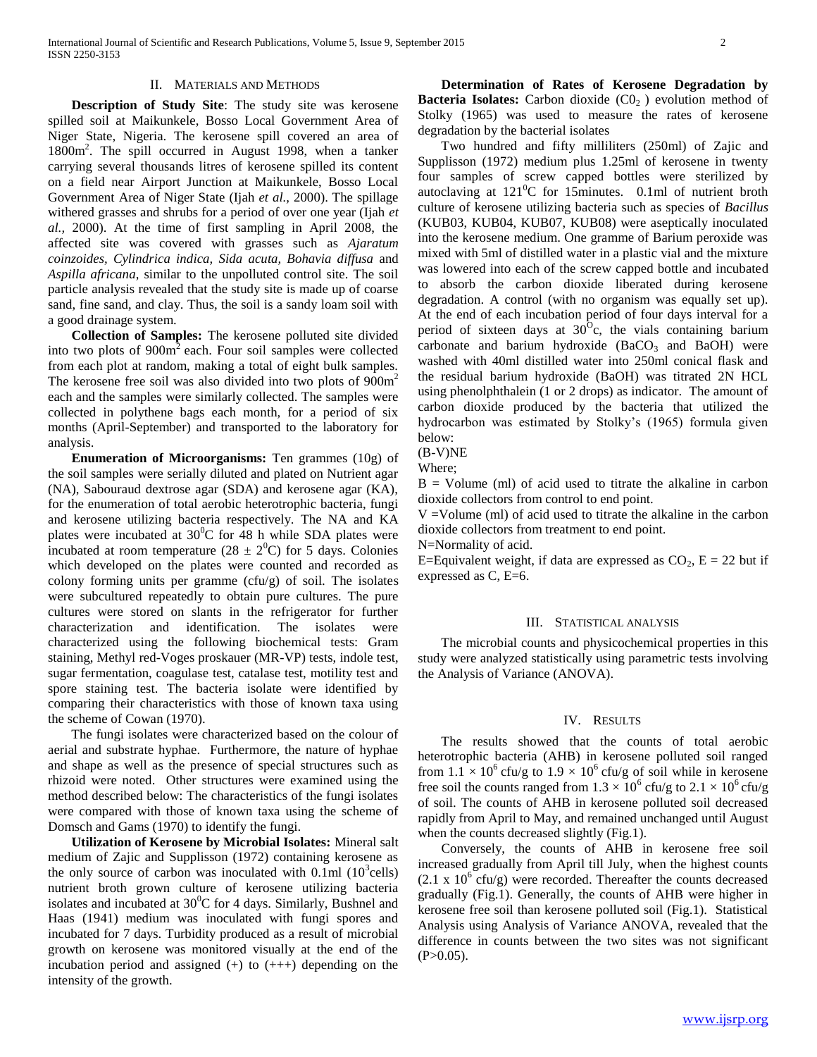## II. Materials and Methods

**Description of Study Site**: The study site was kerosene spilled soil at Maikunkele, Bosso Local Government Area of Niger State, Nigeria. The kerosene spill covered an area of 1800m$^2$. The spill occurred in August 1998, when a tanker carrying several thousands litres of kerosene spilled its content on a field near Airport Junction at Maikunkele, Bosso Local Government Area of Niger State (Ijah *et al.,* 2000). The spillage withered grasses and shrubs for a period of over one year (Ijah *et al.,* 2000). At the time of first sampling in April 2008, the affected site was covered with grasses such as *Ajaratum coinzoides, Cylindrica indica, Sida acuta, Bohavia diffusa* and *Aspilla africana*, similar to the unpolluted control site. The soil particle analysis revealed that the study site is made up of coarse sand, fine sand, and clay. Thus, the soil is a sandy loam soil with a good drainage system.

**Collection of Samples:** The kerosene polluted site divided into two plots of 900m$^2$ each. Four soil samples were collected from each plot at random, making a total of eight bulk samples. The kerosene free soil was also divided into two plots of 900m$^2$ each and the samples were similarly collected. The samples were collected in polythene bags each month, for a period of six months (April-September) and transported to the laboratory for analysis.

**Enumeration of Microorganisms:** Ten grammes (10g) of the soil samples were serially diluted and plated on Nutrient agar (NA), Sabouraud dextrose agar (SDA) and kerosene agar (KA), for the enumeration of total aerobic heterotrophic bacteria, fungi and kerosene utilizing bacteria respectively. The NA and KA plates were incubated at 30$^0$C for 48 h while SDA plates were incubated at room temperature (28 ± 2$^0$C) for 5 days. Colonies which developed on the plates were counted and recorded as colony forming units per gramme (cfu/g) of soil. The isolates were subcultured repeatedly to obtain pure cultures. The pure cultures were stored on slants in the refrigerator for further characterization and identification. The isolates were characterized using the following biochemical tests: Gram staining, Methyl red-Voges proskauer (MR-VP) tests, indole test, sugar fermentation, coagulase test, catalase test, motility test and spore staining test. The bacteria isolate were identified by comparing their characteristics with those of known taxa using the scheme of Cowan (1970).

The fungi isolates were characterized based on the colour of aerial and substrate hyphae. Furthermore, the nature of hyphae and shape as well as the presence of special structures such as rhizoid were noted. Other structures were examined using the method described below: The characteristics of the fungi isolates were compared with those of known taxa using the scheme of Domsch and Gams (1970) to identify the fungi.

**Utilization of Kerosene by Microbial Isolates:** Mineral salt medium of Zajic and Supplisson (1972) containing kerosene as the only source of carbon was inoculated with 0.1ml (10$^3$cells) nutrient broth grown culture of kerosene utilizing bacteria isolates and incubated at 30$^0$C for 4 days. Similarly, Bushnel and Haas (1941) medium was inoculated with fungi spores and incubated for 7 days. Turbidity produced as a result of microbial growth on kerosene was monitored visually at the end of the incubation period and assigned (+) to (+++) depending on the intensity of the growth.

**Determination of Rates of Kerosene Degradation by Bacteria Isolates:** Carbon dioxide ($C0_2$ ) evolution method of Stolky (1965) was used to measure the rates of kerosene degradation by the bacterial isolates

Two hundred and fifty milliliters (250ml) of Zajic and Supplisson (1972) medium plus 1.25ml of kerosene in twenty four samples of screw capped bottles were sterilized by autoclaving at 121$^0$C for 15minutes. 0.1ml of nutrient broth culture of kerosene utilizing bacteria such as species of *Bacillus* (KUB03, KUB04, KUB07, KUB08) were aseptically inoculated into the kerosene medium. One gramme of Barium peroxide was mixed with 5ml of distilled water in a plastic vial and the mixture was lowered into each of the screw capped bottle and incubated to absorb the carbon dioxide liberated during kerosene degradation. A control (with no organism was equally set up). At the end of each incubation period of four days interval for a period of sixteen days at 30$^O$c, the vials containing barium carbonate and barium hydroxide ($BaCO_3$ and BaOH) were washed with 40ml distilled water into 250ml conical flask and the residual barium hydroxide (BaOH) was titrated 2N HCL using phenolphthalein (1 or 2 drops) as indicator. The amount of carbon dioxide produced by the bacteria that utilized the hydrocarbon was estimated by Stolky's (1965) formula given below:

(B-V)NE

Where;

B = Volume (ml) of acid used to titrate the alkaline in carbon dioxide collectors from control to end point.

V =Volume (ml) of acid used to titrate the alkaline in the carbon dioxide collectors from treatment to end point.

N=Normality of acid.

E=Equivalent weight, if data are expressed as $CO_2$, E = 22 but if expressed as C, E=6.

## III. Statistical analysis

The microbial counts and physicochemical properties in this study were analyzed statistically using parametric tests involving the Analysis of Variance (ANOVA).

## IV. Results

The results showed that the counts of total aerobic heterotrophic bacteria (AHB) in kerosene polluted soil ranged from $1.1 \times 10^6$ cfu/g to $1.9 \times 10^6$ cfu/g of soil while in kerosene free soil the counts ranged from $1.3 \times 10^6$ cfu/g to $2.1 \times 10^6$ cfu/g of soil. The counts of AHB in kerosene polluted soil decreased rapidly from April to May, and remained unchanged until August when the counts decreased slightly (Fig.1).

Conversely, the counts of AHB in kerosene free soil increased gradually from April till July, when the highest counts ($2.1 \times 10^6$ cfu/g) were recorded. Thereafter the counts decreased gradually (Fig.1). Generally, the counts of AHB were higher in kerosene free soil than kerosene polluted soil (Fig.1). Statistical Analysis using Analysis of Variance ANOVA, revealed that the difference in counts between the two sites was not significant ($P>0.05$).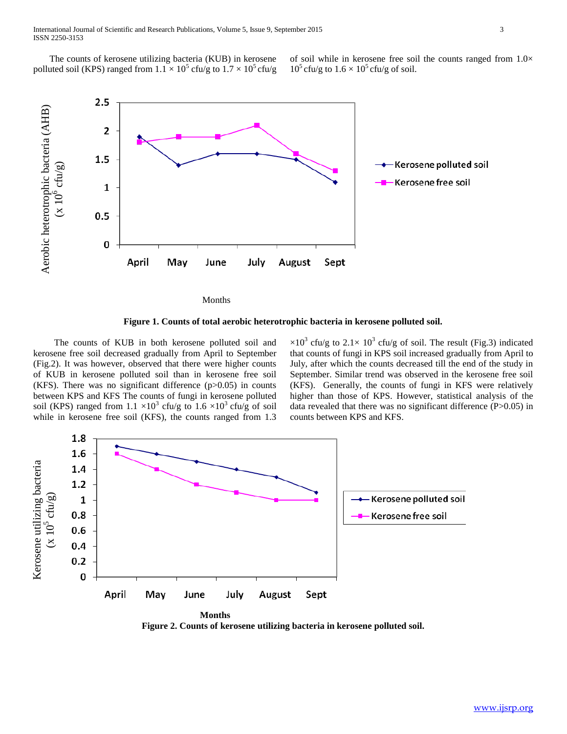The counts of kerosene utilizing bacteria (KUB) in kerosene polluted soil (KPS) ranged from $1.1 \times 10^5$ cfu/g to $1.7 \times 10^5$ cfu/g of soil while in kerosene free soil the counts ranged from $1.0 \times 10^5$ cfu/g to $1.6 \times 10^5$ cfu/g of soil.

**Figure 1. Counts of total aerobic heterotrophic bacteria in kerosene polluted soil.**

The counts of KUB in both kerosene polluted soil and kerosene free soil decreased gradually from April to September (Fig.2). It was however, observed that there were higher counts of KUB in kerosene polluted soil than in kerosene free soil (KFS). There was no significant difference ($p>0.05$) in counts between KPS and KFS The counts of fungi in kerosene polluted soil (KPS) ranged from $1.1 \times 10^3$ cfu/g to $1.6 \times 10^3$ cfu/g of soil while in kerosene free soil (KFS), the counts ranged from $1.3 \times 10^3$ cfu/g to $2.1 \times 10^3$ cfu/g of soil. The result (Fig.3) indicated that counts of fungi in KPS soil increased gradually from April to July, after which the counts decreased till the end of the study in September. Similar trend was observed in the kerosene free soil (KFS). Generally, the counts of fungi in KFS were relatively higher than those of KPS. However, statistical analysis of the data revealed that there was no significant difference ($P>0.05$) in counts between KPS and KFS.

**Figure 2. Counts of kerosene utilizing bacteria in kerosene polluted soil.**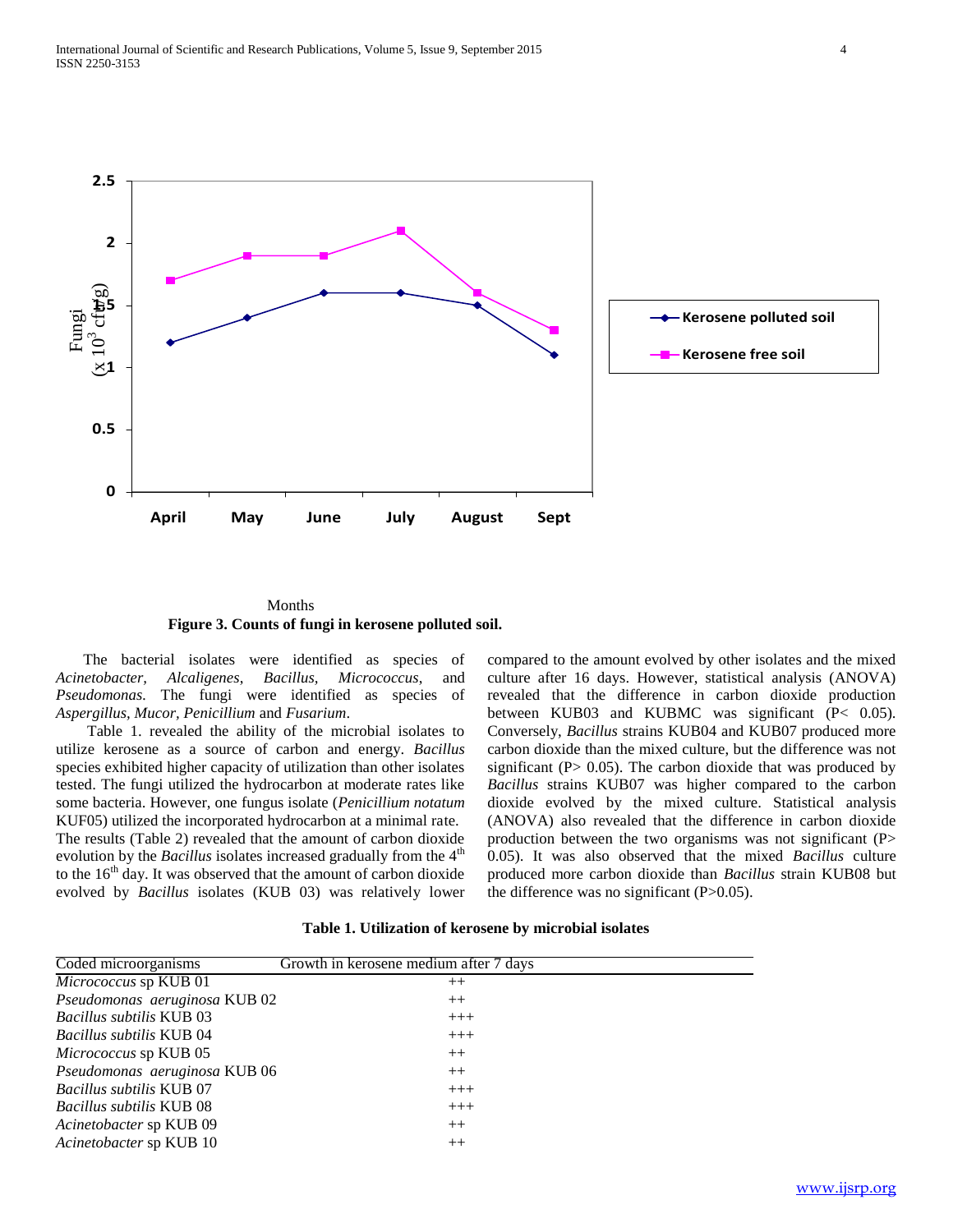Months

**Figure 3. Counts of fungi in kerosene polluted soil.**

The bacterial isolates were identified as species of *Acinetobacter, Alcaligenes, Bacillus, Micrococcus,* and *Pseudomonas.* The fungi were identified as species of *Aspergillus, Mucor, Penicillium* and *Fusarium*.

Table 1. revealed the ability of the microbial isolates to utilize kerosene as a source of carbon and energy. *Bacillus* species exhibited higher capacity of utilization than other isolates tested. The fungi utilized the hydrocarbon at moderate rates like some bacteria. However, one fungus isolate (*Penicillium notatum* KUF05) utilized the incorporated hydrocarbon at a minimal rate. The results (Table 2) revealed that the amount of carbon dioxide evolution by the *Bacillus* isolates increased gradually from the 4[th] to the 16[th] day. It was observed that the amount of carbon dioxide evolved by *Bacillus* isolates (KUB 03) was relatively lower compared to the amount evolved by other isolates and the mixed culture after 16 days. However, statistical analysis (ANOVA) revealed that the difference in carbon dioxide production between KUB03 and KUBMC was significant ($P< 0.05$). Conversely, *Bacillus* strains KUB04 and KUB07 produced more carbon dioxide than the mixed culture, but the difference was not significant ($P> 0.05$). The carbon dioxide that was produced by *Bacillus* strains KUB07 was higher compared to the carbon dioxide evolved by the mixed culture. Statistical analysis (ANOVA) also revealed that the difference in carbon dioxide production between the two organisms was not significant ($P> 0.05$). It was also observed that the mixed *Bacillus* culture produced more carbon dioxide than *Bacillus* strain KUB08 but the difference was no significant ($P>0.05$).

**Table 1. Utilization of kerosene by microbial isolates**

| Coded microorganisms | Growth in kerosene medium after 7 days |
|---|---|
| *Micrococcus* sp KUB 01 | ++ |
| *Pseudomonas aeruginosa* KUB 02 | ++ |
| *Bacillus subtilis* KUB 03 | +++ |
| *Bacillus subtilis* KUB 04 | +++ |
| *Micrococcus* sp KUB 05 | ++ |
| *Pseudomonas aeruginosa* KUB 06 | ++ |
| *Bacillus subtilis* KUB 07 | +++ |
| *Bacillus subtilis* KUB 08 | +++ |
| *Acinetobacter* sp KUB 09 | ++ |
| *Acinetobacter* sp KUB 10 | ++ |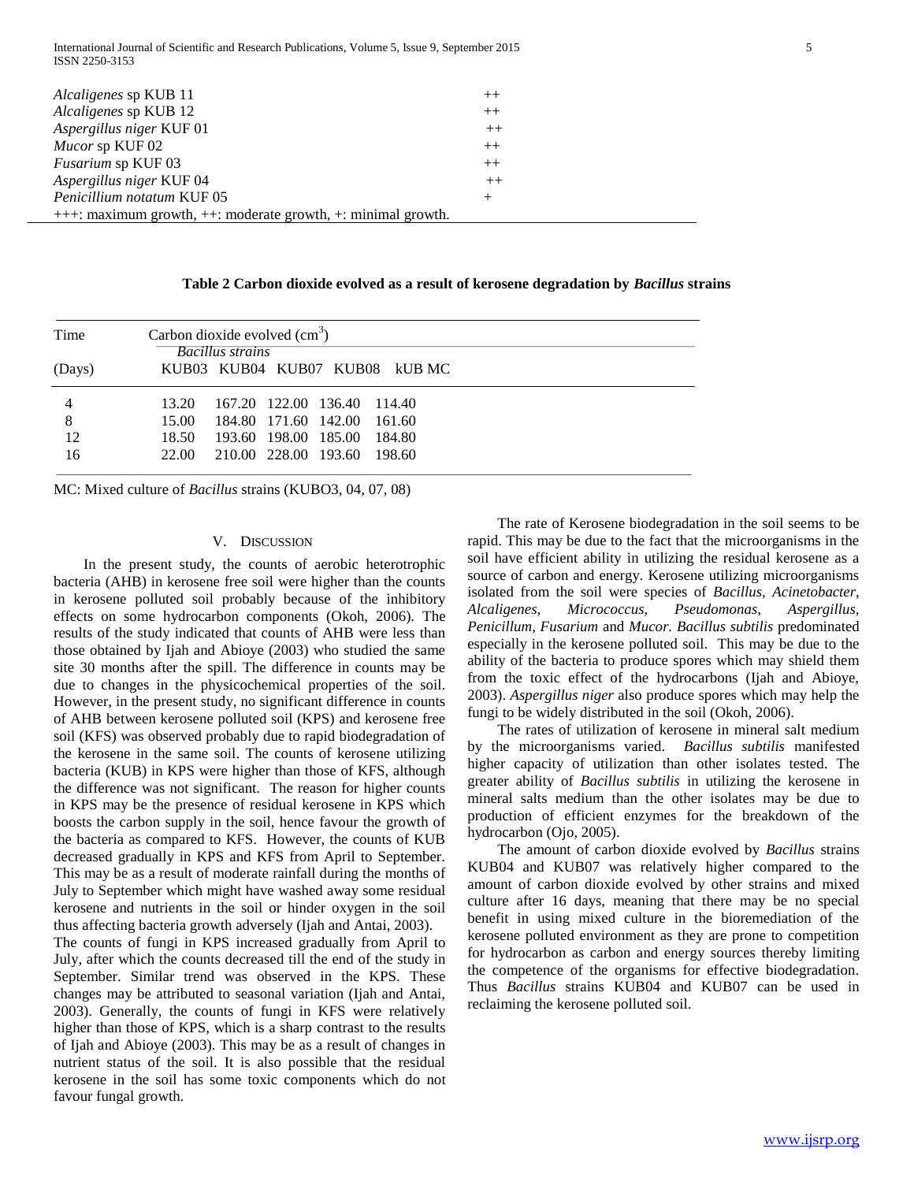| | |
|---|---|
| *Alcaligenes* sp KUB 11 | ++ |
| *Alcaligenes* sp KUB 12 | ++ |
| *Aspergillus niger* KUF 01 | ++ |
| *Mucor* sp KUF 02 | ++ |
| *Fusarium* sp KUF 03 | ++ |
| *Aspergillus niger* KUF 04 | ++ |
| *Penicillium notatum* KUF 05 | + |

+++: maximum growth, ++: moderate growth, +: minimal growth.

**Table 2 Carbon dioxide evolved as a result of kerosene degradation by *Bacillus* strains**

| Time | Carbon dioxide evolved ($cm^3$) | | | | |
|---|---|---|---|---|---|
| | *Bacillus strains* | | | | |
| (Days) | KUB03 | KUB04 | KUB07 | KUB08 | kUB MC |
| 4 | 13.20 | 167.20 | 122.00 | 136.40 | 114.40 |
| 8 | 15.00 | 184.80 | 171.60 | 142.00 | 161.60 |
| 12 | 18.50 | 193.60 | 198.00 | 185.00 | 184.80 |
| 16 | 22.00 | 210.00 | 228.00 | 193.60 | 198.60 |

MC: Mixed culture of *Bacillus* strains (KUBO3, 04, 07, 08)

## V. Discussion

In the present study, the counts of aerobic heterotrophic bacteria (AHB) in kerosene free soil were higher than the counts in kerosene polluted soil probably because of the inhibitory effects on some hydrocarbon components (Okoh, 2006). The results of the study indicated that counts of AHB were less than those obtained by Ijah and Abioye (2003) who studied the same site 30 months after the spill. The difference in counts may be due to changes in the physicochemical properties of the soil. However, in the present study, no significant difference in counts of AHB between kerosene polluted soil (KPS) and kerosene free soil (KFS) was observed probably due to rapid biodegradation of the kerosene in the same soil. The counts of kerosene utilizing bacteria (KUB) in KPS were higher than those of KFS, although the difference was not significant. The reason for higher counts in KPS may be the presence of residual kerosene in KPS which boosts the carbon supply in the soil, hence favour the growth of the bacteria as compared to KFS. However, the counts of KUB decreased gradually in KPS and KFS from April to September. This may be as a result of moderate rainfall during the months of July to September which might have washed away some residual kerosene and nutrients in the soil or hinder oxygen in the soil thus affecting bacteria growth adversely (Ijah and Antai, 2003).

The counts of fungi in KPS increased gradually from April to July, after which the counts decreased till the end of the study in September. Similar trend was observed in the KPS. These changes may be attributed to seasonal variation (Ijah and Antai, 2003). Generally, the counts of fungi in KFS were relatively higher than those of KPS, which is a sharp contrast to the results of Ijah and Abioye (2003). This may be as a result of changes in nutrient status of the soil. It is also possible that the residual kerosene in the soil has some toxic components which do not favour fungal growth.

The rate of Kerosene biodegradation in the soil seems to be rapid. This may be due to the fact that the microorganisms in the soil have efficient ability in utilizing the residual kerosene as a source of carbon and energy. Kerosene utilizing microorganisms isolated from the soil were species of *Bacillus, Acinetobacter, Alcaligenes, Micrococcus, Pseudomonas, Aspergillus, Penicillum, Fusarium* and *Mucor. Bacillus subtilis* predominated especially in the kerosene polluted soil. This may be due to the ability of the bacteria to produce spores which may shield them from the toxic effect of the hydrocarbons (Ijah and Abioye, 2003). *Aspergillus niger* also produce spores which may help the fungi to be widely distributed in the soil (Okoh, 2006).

The rates of utilization of kerosene in mineral salt medium by the microorganisms varied. *Bacillus subtilis* manifested higher capacity of utilization than other isolates tested. The greater ability of *Bacillus subtilis* in utilizing the kerosene in mineral salts medium than the other isolates may be due to production of efficient enzymes for the breakdown of the hydrocarbon (Ojo, 2005).

The amount of carbon dioxide evolved by *Bacillus* strains KUB04 and KUB07 was relatively higher compared to the amount of carbon dioxide evolved by other strains and mixed culture after 16 days, meaning that there may be no special benefit in using mixed culture in the bioremediation of the kerosene polluted environment as they are prone to competition for hydrocarbon as carbon and energy sources thereby limiting the competence of the organisms for effective biodegradation. Thus *Bacillus* strains KUB04 and KUB07 can be used in reclaiming the kerosene polluted soil.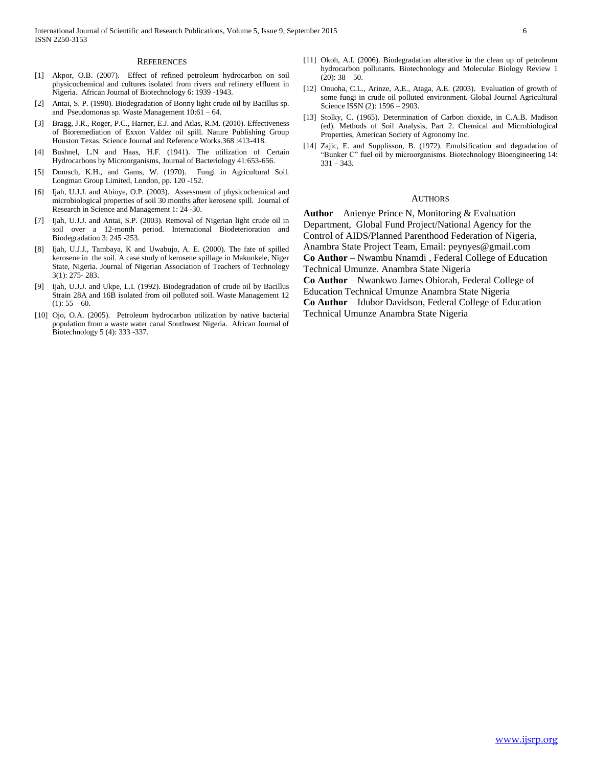## REFERENCES

[1] Akpor, O.B. (2007). Effect of refined petroleum hydrocarbon on soil physicochemical and cultures isolated from rivers and refinery effluent in Nigeria. African Journal of Biotechnology 6: 1939 -1943.

[2] Antai, S. P. (1990). Biodegradation of Bonny light crude oil by Bacillus sp. and Pseudomonas sp. Waste Management 10:61 – 64.

[3] Bragg, J.R., Roger, P.C., Harner, E.J. and Atlas, R.M. (2010). Effectiveness of Bioremediation of Exxon Valdez oil spill. Nature Publishing Group Houston Texas. Science Journal and Reference Works.368 :413-418.

[4] Bushnel, L.N and Haas, H.F. (1941). The utilization of Certain Hydrocarbons by Microorganisms, Journal of Bacteriology 41:653-656.

[5] Domsch, K.H., and Gams, W. (1970). Fungi in Agricultural Soil. Longman Group Limited, London, pp. 120 -152.

[6] Ijah, U.J.J. and Abioye, O.P. (2003). Assessment of physicochemical and microbiological properties of soil 30 months after kerosene spill. Journal of Research in Science and Management 1: 24 -30.

[7] Ijah, U.J.J. and Antai, S.P. (2003). Removal of Nigerian light crude oil in soil over a 12-month period. International Biodeterioration and Biodegradation 3: 245 -253.

[8] Ijah, U.J.J., Tambaya, K and Uwabujo, A. E. (2000). The fate of spilled kerosene in the soil. A case study of kerosene spillage in Makunkele, Niger State, Nigeria. Journal of Nigerian Association of Teachers of Technology 3(1): 275- 283.

[9] Ijah, U.J.J. and Ukpe, L.I. (1992). Biodegradation of crude oil by Bacillus Strain 28A and 16B isolated from oil polluted soil. Waste Management 12 (1): 55 – 60.

[10] Ojo, O.A. (2005). Petroleum hydrocarbon utilization by native bacterial population from a waste water canal Southwest Nigeria. African Journal of Biotechnology 5 (4): 333 -337.

[11] Okoh, A.I. (2006). Biodegradation alterative in the clean up of petroleum hydrocarbon pollutants. Biotechnology and Molecular Biology Review 1 (20): 38 – 50.

[12] Onuoha, C.L., Arinze, A.E., Ataga, A.E. (2003). Evaluation of growth of some fungi in crude oil polluted environment. Global Journal Agricultural Science ISSN (2): 1596 – 2903.

[13] Stolky, C. (1965). Determination of Carbon dioxide, in C.A.B. Madison (ed). Methods of Soil Analysis, Part 2. Chemical and Microbiological Properties, American Society of Agronomy Inc.

[14] Zajic, E. and Supplisson, B. (1972). Emulsification and degradation of "Bunker C" fuel oil by microorganisms. Biotechnology Bioengineering 14: 331 – 343.

## AUTHORS

**Author** – Anienye Prince N, Monitoring & Evaluation Department, Global Fund Project/National Agency for the Control of AIDS/Planned Parenthood Federation of Nigeria, Anambra State Project Team, Email: peynyes@gmail.com

**Co Author** – Nwambu Nnamdi , Federal College of Education Technical Umunze. Anambra State Nigeria

**Co Author** – Nwankwo James Obiorah, Federal College of Education Technical Umunze Anambra State Nigeria

**Co Author** – Idubor Davidson, Federal College of Education Technical Umunze Anambra State Nigeria